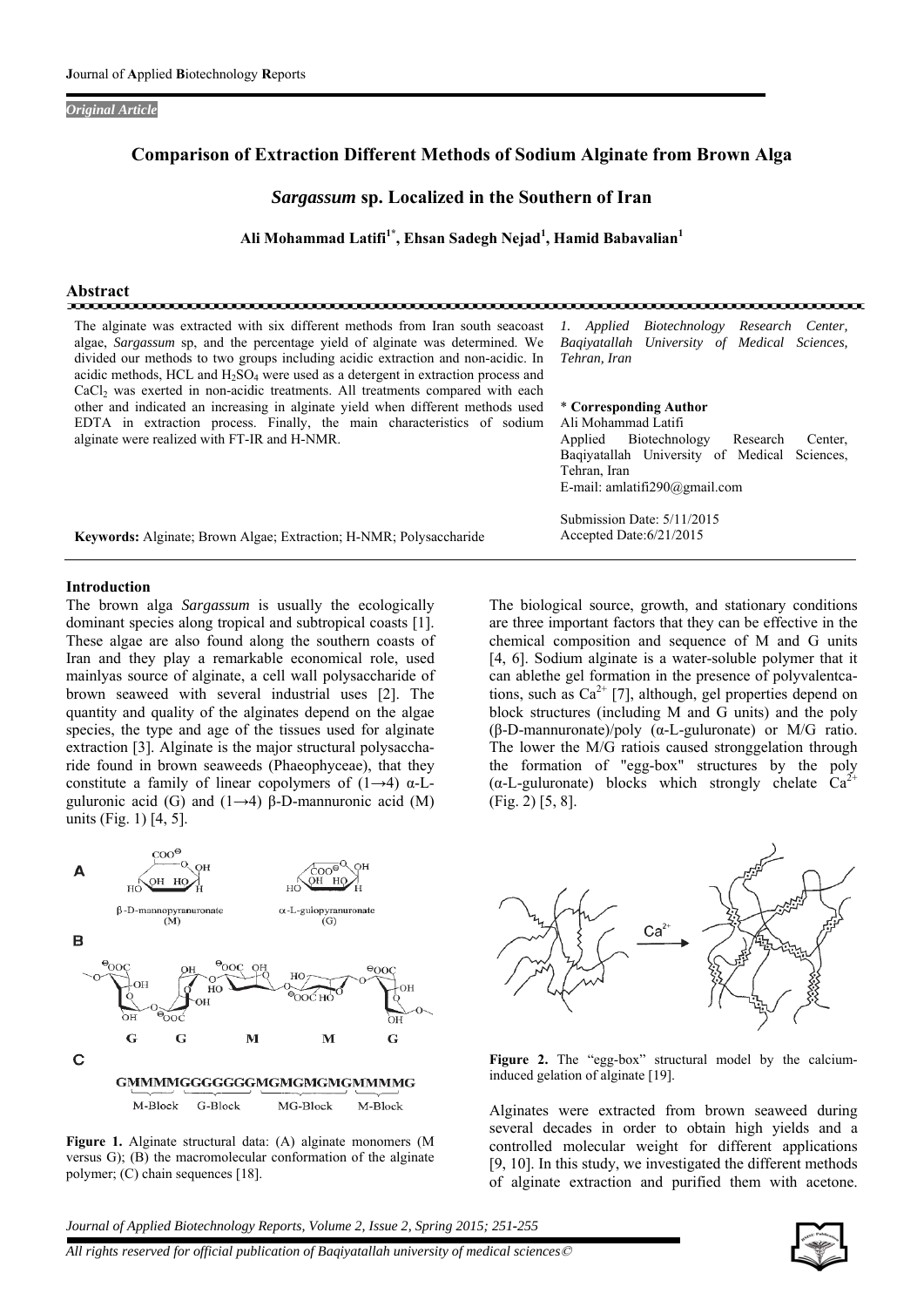*Original Article*

# Comparison of Extraction Different Methods of Sodium Alginate from Brown Alga *Sargassum* sp. Localized in the Southern of Iran

**Ali Mohammad Latifi[1*], Ehsan Sadegh Nejad[1], Hamid Babavalian[1]**

## Abstract

The alginate was extracted with six different methods from Iran south seacoast algae, *Sargassum* sp, and the percentage yield of alginate was determined. We divided our methods to two groups including acidic extraction and non-acidic. In acidic methods, HCL and $H_2SO_4$ were used as a detergent in extraction process and $CaCl_2$ was exerted in non-acidic treatments. All treatments compared with each other and indicated an increasing in alginate yield when different methods used EDTA in extraction process. Finally, the main characteristics of sodium alginate were realized with FT-IR and H-NMR.

**Keywords:** Alginate; Brown Algae; Extraction; H-NMR; Polysaccharide

*1. Applied Biotechnology Research Center, Baqiyatallah University of Medical Sciences, Tehran, Iran*

\* **Corresponding Author**
Ali Mohammad Latifi
Applied Biotechnology Research Center, Baqiyatallah University of Medical Sciences, Tehran, Iran
E-mail: amlatifi290@gmail.com

Submission Date: 5/11/2015
Accepted Date:6/21/2015

## Introduction

The brown alga *Sargassum* is usually the ecologically dominant species along tropical and subtropical coasts [1]. These algae are also found along the southern coasts of Iran and they play a remarkable economical role, used mainlyas source of alginate, a cell wall polysaccharide of brown seaweed with several industrial uses [2]. The quantity and quality of the alginates depend on the algae species, the type and age of the tissues used for alginate extraction [3]. Alginate is the major structural polysaccharide found in brown seaweeds (Phaeophyceae), that they constitute a family of linear copolymers of (1→4) α-L-guluronic acid (G) and (1→4) β-D-mannuronic acid (M) units (Fig. 1) [4, 5].

**Figure 1.** Alginate structural data: (A) alginate monomers (M versus G); (B) the macromolecular conformation of the alginate polymer; (C) chain sequences [18].

The biological source, growth, and stationary conditions are three important factors that they can be effective in the chemical composition and sequence of M and G units [4, 6]. Sodium alginate is a water-soluble polymer that it can ablethe gel formation in the presence of polyvalentcations, such as $Ca^{2+}$ [7], although, gel properties depend on block structures (including M and G units) and the poly (β-D-mannuronate)/poly (α-L-guluronate) or M/G ratio. The lower the M/G ratiois caused stronggelation through the formation of "egg-box" structures by the poly (α-L-guluronate) blocks which strongly chelate $Ca^{2+}$ (Fig. 2) [5, 8].

**Figure 2.** The "egg-box" structural model by the calcium-induced gelation of alginate [19].

Alginates were extracted from brown seaweed during several decades in order to obtain high yields and a controlled molecular weight for different applications [9, 10]. In this study, we investigated the different methods of alginate extraction and purified them with acetone.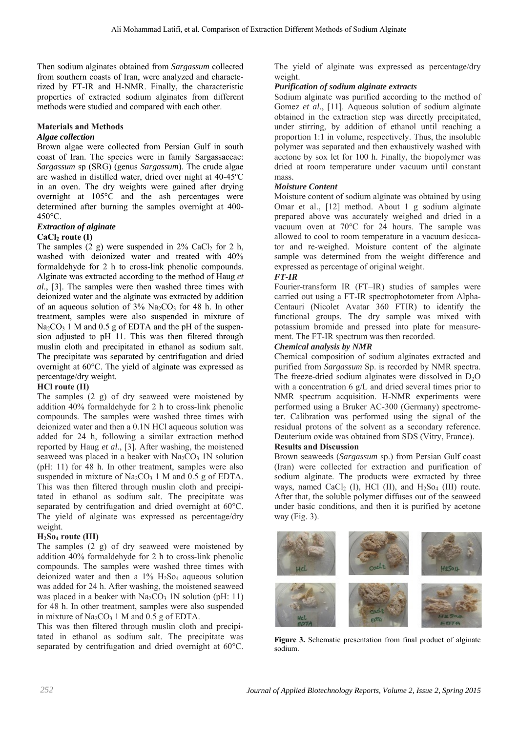Then sodium alginates obtained from *Sargassum* collected from southern coasts of Iran, were analyzed and characterized by FT-IR and H-NMR. Finally, the characteristic properties of extracted sodium alginates from different methods were studied and compared with each other.

## Materials and Methods

### *Algae collection*

Brown algae were collected from Persian Gulf in south coast of Iran. The species were in family Sargassaceae: *Sargassum* sp (SRG) (genus *Sargassum*). The crude algae are washed in distilled water, dried over night at 40-45ºC in an oven. The dry weights were gained after drying overnight at 105°C and the ash percentages were determined after burning the samples overnight at 400-450°C.

### *Extraction of alginate*

**$CaCl_2$ route (I)**

The samples (2 g) were suspended in 2% $CaCl_2$ for 2 h, washed with deionized water and treated with 40% formaldehyde for 2 h to cross-link phenolic compounds. Alginate was extracted according to the method of Haug *et al*., [3]. The samples were then washed three times with deionized water and the alginate was extracted by addition of an aqueous solution of 3% $Na_2CO_3$ for 48 h. In other treatment, samples were also suspended in mixture of $Na_2CO_3$ 1 M and 0.5 g of EDTA and the pH of the suspension adjusted to pH 11. This was then filtered through muslin cloth and precipitated in ethanol as sodium salt. The precipitate was separated by centrifugation and dried overnight at 60°C. The yield of alginate was expressed as percentage/dry weight.

**HCl route (II)**

The samples (2 g) of dry seaweed were moistened by addition 40% formaldehyde for 2 h to cross-link phenolic compounds. The samples were washed three times with deionized water and then a 0.1N HCl aqueous solution was added for 24 h, following a similar extraction method reported by Haug *et al*., [3]. After washing, the moistened seaweed was placed in a beaker with $Na_2CO_3$ 1N solution (pH: 11) for 48 h. In other treatment, samples were also suspended in mixture of $Na_2CO_3$ 1 M and 0.5 g of EDTA. This was then filtered through muslin cloth and precipitated in ethanol as sodium salt. The precipitate was separated by centrifugation and dried overnight at 60°C. The yield of alginate was expressed as percentage/dry weight.

**$H_2So_4$ route (III)**

The samples (2 g) of dry seaweed were moistened by addition 40% formaldehyde for 2 h to cross-link phenolic compounds. The samples were washed three times with deionized water and then a 1% $H_2So_4$ aqueous solution was added for 24 h. After washing, the moistened seaweed was placed in a beaker with $Na_2CO_3$ 1N solution (pH: 11) for 48 h. In other treatment, samples were also suspended in mixture of $Na_2CO_3$ 1 M and 0.5 g of EDTA.

This was then filtered through muslin cloth and precipitated in ethanol as sodium salt. The precipitate was separated by centrifugation and dried overnight at 60°C. The yield of alginate was expressed as percentage/dry weight.

### *Purification of sodium alginate extracts*

Sodium alginate was purified according to the method of Gomez *et al*., [11]. Aqueous solution of sodium alginate obtained in the extraction step was directly precipitated, under stirring, by addition of ethanol until reaching a proportion 1:1 in volume, respectively. Thus, the insoluble polymer was separated and then exhaustively washed with acetone by sox let for 100 h. Finally, the biopolymer was dried at room temperature under vacuum until constant mass.

### *Moisture Content*

Moisture content of sodium alginate was obtained by using Omar et al., [12] method. About 1 g sodium alginate prepared above was accurately weighed and dried in a vacuum oven at 70°C for 24 hours. The sample was allowed to cool to room temperature in a vacuum desiccator and re-weighed. Moisture content of the alginate sample was determined from the weight difference and expressed as percentage of original weight.

### *FT-IR*

Fourier-transform IR (FT–IR) studies of samples were carried out using a FT-IR spectrophotometer from Alpha-Centauri (Nicolet Avatar 360 FTIR) to identify the functional groups. The dry sample was mixed with potassium bromide and pressed into plate for measurement. The FT-IR spectrum was then recorded.

### *Chemical analysis by NMR*

Chemical composition of sodium alginates extracted and purified from *Sargassum* Sp. is recorded by NMR spectra. The freeze-dried sodium alginates were dissolved in $D_2O$ with a concentration 6 g/L and dried several times prior to NMR spectrum acquisition. H-NMR experiments were performed using a Bruker AC-300 (Germany) spectrometer. Calibration was performed using the signal of the residual protons of the solvent as a secondary reference. Deuterium oxide was obtained from SDS (Vitry, France).

## Results and Discussion

Brown seaweeds (*Sargassum* sp.) from Persian Gulf coast (Iran) were collected for extraction and purification of sodium alginate. The products were extracted by three ways, named $CaCl_2$ (I), HCl (II), and $H_2So_4$ (III) route. After that, the soluble polymer diffuses out of the seaweed under basic conditions, and then it is purified by acetone way (Fig. 3).

**Figure 3.** Schematic presentation from final product of alginate sodium.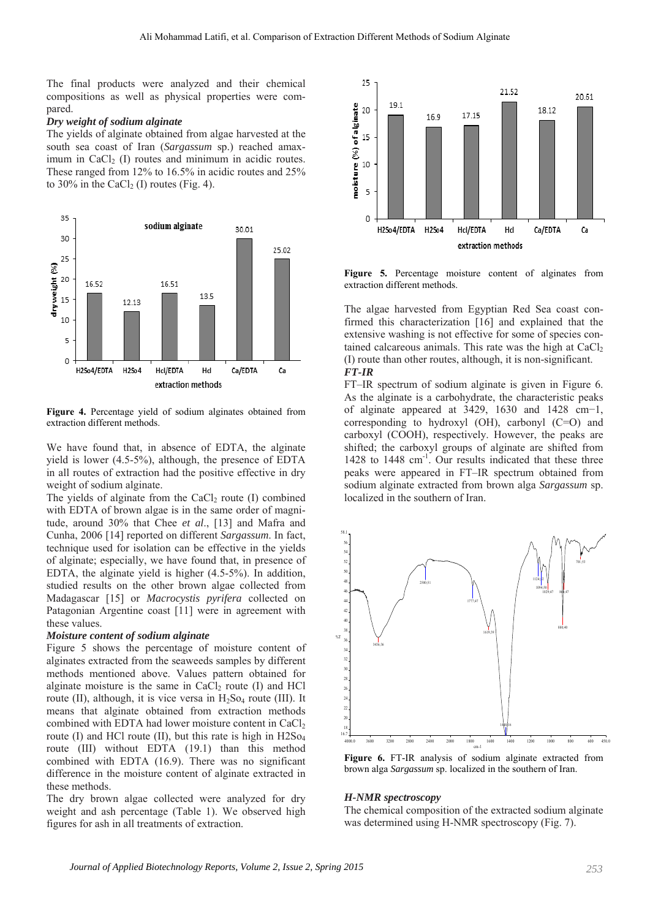The final products were analyzed and their chemical compositions as well as physical properties were compared.

### *Dry weight of sodium alginate*

The yields of alginate obtained from algae harvested at the south sea coast of Iran (*Sargassum* sp.) reached amaximum in $CaCl_2$ (I) routes and minimum in acidic routes. These ranged from 12% to 16.5% in acidic routes and 25% to 30% in the $CaCl_2$ (I) routes (Fig. 4).

**Figure 4.** Percentage yield of sodium alginates obtained from extraction different methods.

We have found that, in absence of EDTA, the alginate yield is lower (4.5-5%), although, the presence of EDTA in all routes of extraction had the positive effective in dry weight of sodium alginate.

The yields of alginate from the $CaCl_2$ route (I) combined with EDTA of brown algae is in the same order of magnitude, around 30% that Chee *et al*., [13] and Mafra and Cunha, 2006 [14] reported on different *Sargassum*. In fact, technique used for isolation can be effective in the yields of alginate; especially, we have found that, in presence of EDTA, the alginate yield is higher (4.5-5%). In addition, studied results on the other brown algae collected from Madagascar [15] or *Macrocystis pyrifera* collected on Patagonian Argentine coast [11] were in agreement with these values.

### *Moisture content of sodium alginate*

Figure 5 shows the percentage of moisture content of alginates extracted from the seaweeds samples by different methods mentioned above. Values pattern obtained for alginate moisture is the same in $CaCl_2$ route (I) and HCl route (II), although, it is vice versa in $H_2So_4$ route (III). It means that alginate obtained from extraction methods combined with EDTA had lower moisture content in $CaCl_2$ route (I) and HCl route (II), but this rate is high in $H2So_4$ route (III) without EDTA (19.1) than this method combined with EDTA (16.9). There was no significant difference in the moisture content of alginate extracted in these methods.

The dry brown algae collected were analyzed for dry weight and ash percentage (Table 1). We observed high figures for ash in all treatments of extraction.

**Figure 5.** Percentage moisture content of alginates from extraction different methods.

The algae harvested from Egyptian Red Sea coast confirmed this characterization [16] and explained that the extensive washing is not effective for some of species contained calcareous animals. This rate was the high at $CaCl_2$ (I) route than other routes, although, it is non-significant.

### *FT-IR*

FT–IR spectrum of sodium alginate is given in Figure 6. As the alginate is a carbohydrate, the characteristic peaks of alginate appeared at 3429, 1630 and 1428 cm−1, corresponding to hydroxyl (OH), carbonyl (C=O) and carboxyl (COOH), respectively. However, the peaks are shifted; the carboxyl groups of alginate are shifted from 1428 to 1448 $cm^{-1}$. Our results indicated that these three peaks were appeared in FT–IR spectrum obtained from sodium alginate extracted from brown alga *Sargassum* sp. localized in the southern of Iran.

**Figure 6.** FT-IR analysis of sodium alginate extracted from brown alga *Sargassum* sp. localized in the southern of Iran.

### *H-NMR spectroscopy*

The chemical composition of the extracted sodium alginate was determined using H-NMR spectroscopy (Fig. 7).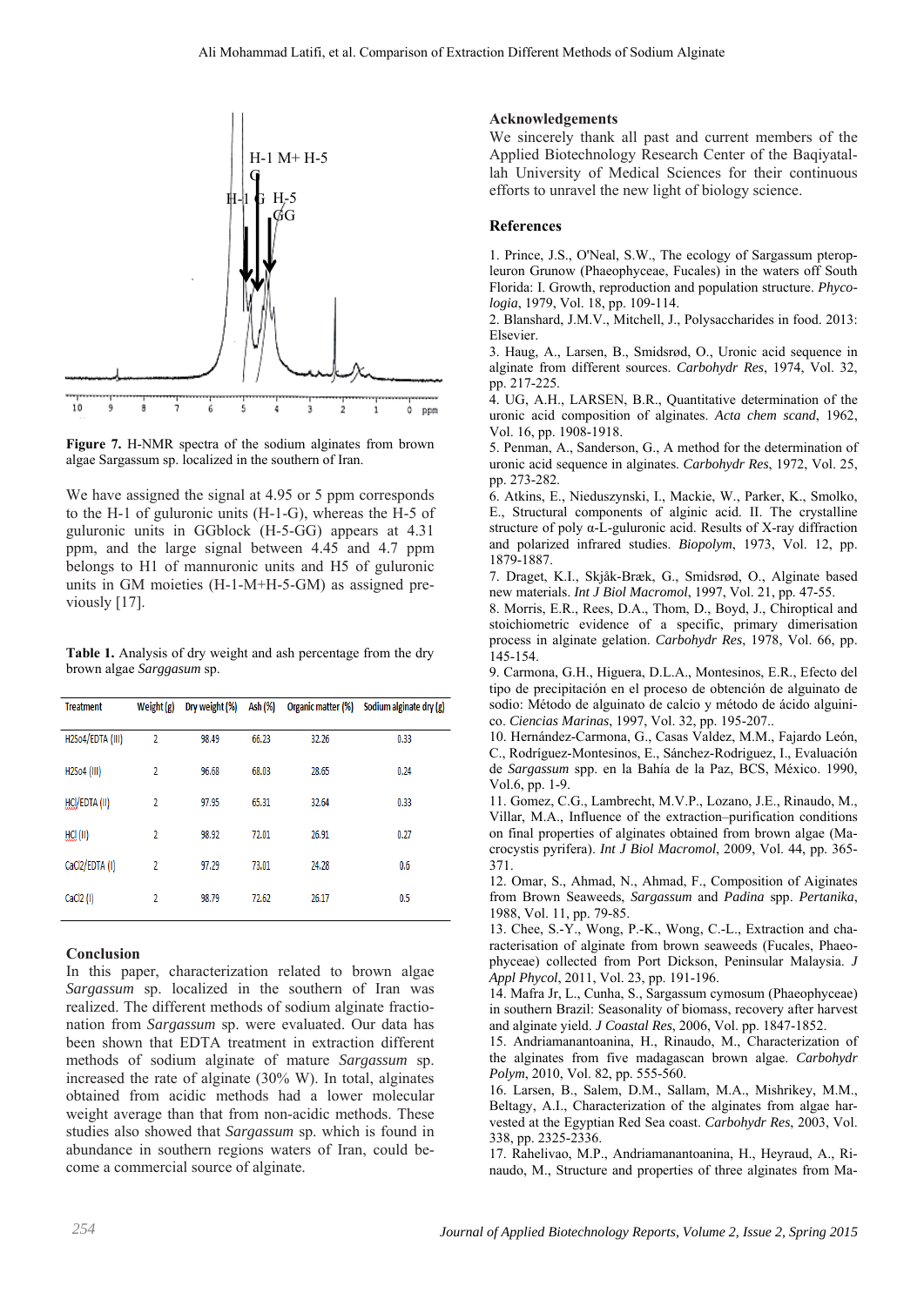Figure 7. H-NMR spectra of the sodium alginates from brown algae Sargassum sp. localized in the southern of Iran.

We have assigned the signal at 4.95 or 5 ppm corresponds to the H-1 of guluronic units (H-1-G), whereas the H-5 of guluronic units in GGblock (H-5-GG) appears at 4.31 ppm, and the large signal between 4.45 and 4.7 ppm belongs to H1 of mannuronic units and H5 of guluronic units in GM moieties (H-1-M+H-5-GM) as assigned previously [17].

**Table 1.** Analysis of dry weight and ash percentage from the dry brown algae *Sarggasum* sp.

| Treatment | Weight (g) | Dry weight (%) | Ash (%) | Organic matter (%) | Sodium alginate dry (g) |
|---|---|---|---|---|---|
| H2So4/EDTA (III) | 2 | 98.49 | 66.23 | 32.26 | 0.33 |
| H2So4 (III) | 2 | 96.68 | 68.03 | 28.65 | 0.24 |
| HCl/EDTA (II) | 2 | 97.95 | 65.31 | 32.64 | 0.33 |
| HCl (II) | 2 | 98.92 | 72.01 | 26.91 | 0.27 |
| CaCl2/EDTA (I) | 2 | 97.29 | 73.01 | 24.28 | 0.6 |
| CaCl2 (I) | 2 | 98.79 | 72.62 | 26.17 | 0.5 |

## Conclusion

In this paper, characterization related to brown algae *Sargassum* sp. localized in the southern of Iran was realized. The different methods of sodium alginate fractionation from *Sargassum* sp. were evaluated. Our data has been shown that EDTA treatment in extraction different methods of sodium alginate of mature *Sargassum* sp. increased the rate of alginate (30% W). In total, alginates obtained from acidic methods had a lower molecular weight average than that from non-acidic methods. These studies also showed that *Sargassum* sp. which is found in abundance in southern regions waters of Iran, could become a commercial source of alginate.

## Acknowledgements

We sincerely thank all past and current members of the Applied Biotechnology Research Center of the Baqiyatallah University of Medical Sciences for their continuous efforts to unravel the new light of biology science.

## References

1. Prince, J.S., O'Neal, S.W., The ecology of Sargassum pteropleuron Grunow (Phaeophyceae, Fucales) in the waters off South Florida: I. Growth, reproduction and population structure. *Phycologia*, 1979, Vol. 18, pp. 109-114.
2. Blanshard, J.M.V., Mitchell, J., Polysaccharides in food. 2013: Elsevier.
3. Haug, A., Larsen, B., Smidsrød, O., Uronic acid sequence in alginate from different sources. *Carbohydr Res*, 1974, Vol. 32, pp. 217-225.
4. UG, A.H., LARSEN, B.R., Quantitative determination of the uronic acid composition of alginates. *Acta chem scand*, 1962, Vol. 16, pp. 1908-1918.
5. Penman, A., Sanderson, G., A method for the determination of uronic acid sequence in alginates. *Carbohydr Res*, 1972, Vol. 25, pp. 273-282.
6. Atkins, E., Nieduszynski, I., Mackie, W., Parker, K., Smolko, E., Structural components of alginic acid. II. The crystalline structure of poly α-L-guluronic acid. Results of X-ray diffraction and polarized infrared studies. *Biopolym*, 1973, Vol. 12, pp. 1879-1887.
7. Draget, K.I., Skjåk-Bræk, G., Smidsrød, O., Alginate based new materials. *Int J Biol Macromol*, 1997, Vol. 21, pp. 47-55.
8. Morris, E.R., Rees, D.A., Thom, D., Boyd, J., Chiroptical and stoichiometric evidence of a specific, primary dimerisation process in alginate gelation. *Carbohydr Res*, 1978, Vol. 66, pp. 145-154.
9. Carmona, G.H., Higuera, D.L.A., Montesinos, E.R., Efecto del tipo de precipitación en el proceso de obtención de alginato de sodio: Método de alginato de calcio y método de ácido algínico. *Ciencias Marinas*, 1997, Vol. 32, pp. 195-207..
10. Hernández-Carmona, G., Casas Valdez, M.M., Fajardo León, C., Rodríguez-Montesinos, E., Sánchez-Rodriguez, I., Evaluación de *Sargassum* spp. en la Bahía de la Paz, BCS, México. 1990, Vol.6, pp. 1-9.
11. Gomez, C.G., Lambrecht, M.V.P., Lozano, J.E., Rinaudo, M., Villar, M.A., Influence of the extraction–purification conditions on final properties of alginates obtained from brown algae (Macrocystis pyrifera). *Int J Biol Macromol*, 2009, Vol. 44, pp. 365-371.
12. Omar, S., Ahmad, N., Ahmad, F., Composition of Aiginates from Brown Seaweeds, *Sargassum* and *Padina* spp. *Pertanika*, 1988, Vol. 11, pp. 79-85.
13. Chee, S.-Y., Wong, P.-K., Wong, C.-L., Extraction and characterisation of alginate from brown seaweeds (Fucales, Phaeophyceae) collected from Port Dickson, Peninsular Malaysia. *J Appl Phycol*, 2011, Vol. 23, pp. 191-196.
14. Mafra Jr, L., Cunha, S., Sargassum cymosum (Phaeophyceae) in southern Brazil: Seasonality of biomass, recovery after harvest and alginate yield. *J Coastal Res*, 2006, Vol. pp. 1847-1852.
15. Andriamanantoanina, H., Rinaudo, M., Characterization of the alginates from five madagascan brown algae. *Carbohydr Polym*, 2010, Vol. 82, pp. 555-560.
16. Larsen, B., Salem, D.M., Sallam, M.A., Mishrikey, M.M., Beltagy, A.I., Characterization of the alginates from algae harvested at the Egyptian Red Sea coast. *Carbohydr Res*, 2003, Vol. 338, pp. 2325-2336.
17. Rahelivao, M.P., Andriamanantoanina, H., Heyraud, A., Rinaudo, M., Structure and properties of three alginates from Ma-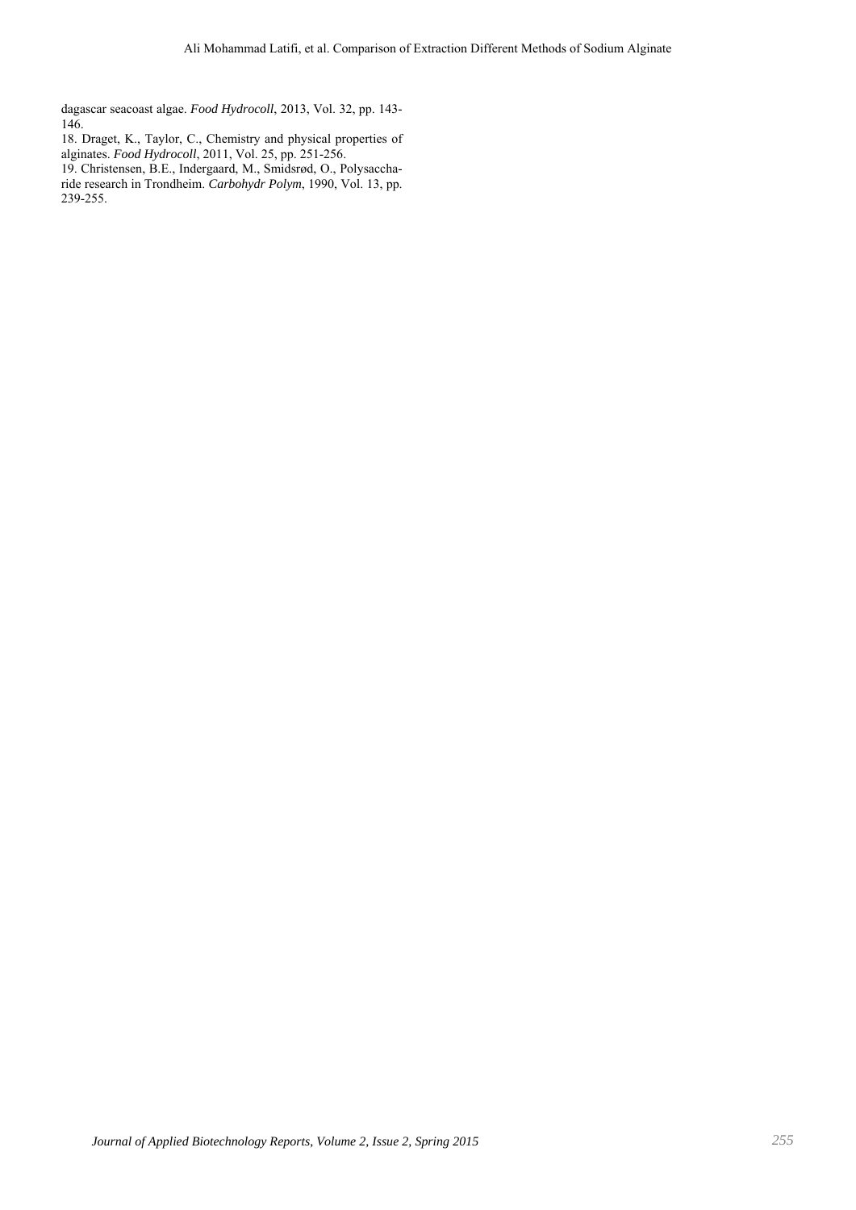dagascar seacoast algae. *Food Hydrocoll*, 2013, Vol. 32, pp. 143-146.

18. Draget, K., Taylor, C., Chemistry and physical properties of alginates. *Food Hydrocoll*, 2011, Vol. 25, pp. 251-256.

19. Christensen, B.E., Indergaard, M., Smidsrød, O., Polysaccharide research in Trondheim. *Carbohydr Polym*, 1990, Vol. 13, pp. 239-255.